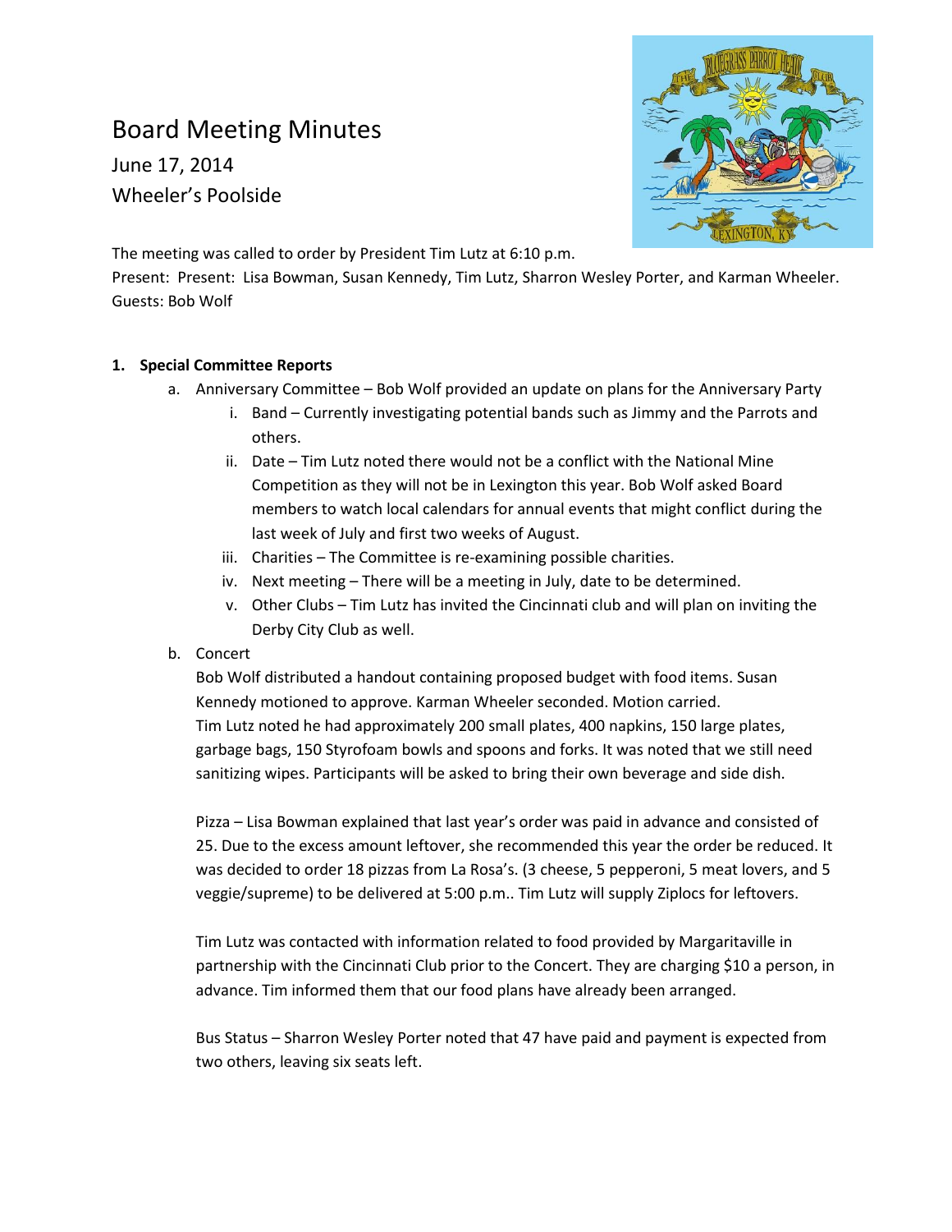# Board Meeting Minutes

June 17, 2014

Wheeler's Poolside

The meeting was called to order by President Tim Lutz at 6:10 p.m.
Present: Present: Lisa Bowman, Susan Kennedy, Tim Lutz, Sharron Wesley Porter, and Karman Wheeler.
Guests: Bob Wolf

1. **Special Committee Reports**
   a. Anniversary Committee – Bob Wolf provided an update on plans for the Anniversary Party
      i. Band – Currently investigating potential bands such as Jimmy and the Parrots and others.
      ii. Date – Tim Lutz noted there would not be a conflict with the National Mine Competition as they will not be in Lexington this year. Bob Wolf asked Board members to watch local calendars for annual events that might conflict during the last week of July and first two weeks of August.
      iii. Charities – The Committee is re-examining possible charities.
      iv. Next meeting – There will be a meeting in July, date to be determined.
      v. Other Clubs – Tim Lutz has invited the Cincinnati club and will plan on inviting the Derby City Club as well.

   b. Concert
   Bob Wolf distributed a handout containing proposed budget with food items. Susan Kennedy motioned to approve. Karman Wheeler seconded. Motion carried.
   Tim Lutz noted he had approximately 200 small plates, 400 napkins, 150 large plates, garbage bags, 150 Styrofoam bowls and spoons and forks. It was noted that we still need sanitizing wipes. Participants will be asked to bring their own beverage and side dish.

   Pizza – Lisa Bowman explained that last year's order was paid in advance and consisted of 25. Due to the excess amount leftover, she recommended this year the order be reduced. It was decided to order 18 pizzas from La Rosa's. (3 cheese, 5 pepperoni, 5 meat lovers, and 5 veggie/supreme) to be delivered at 5:00 p.m.. Tim Lutz will supply Ziplocs for leftovers.

   Tim Lutz was contacted with information related to food provided by Margaritaville in partnership with the Cincinnati Club prior to the Concert. They are charging $10 a person, in advance. Tim informed them that our food plans have already been arranged.

   Bus Status – Sharron Wesley Porter noted that 47 have paid and payment is expected from two others, leaving six seats left.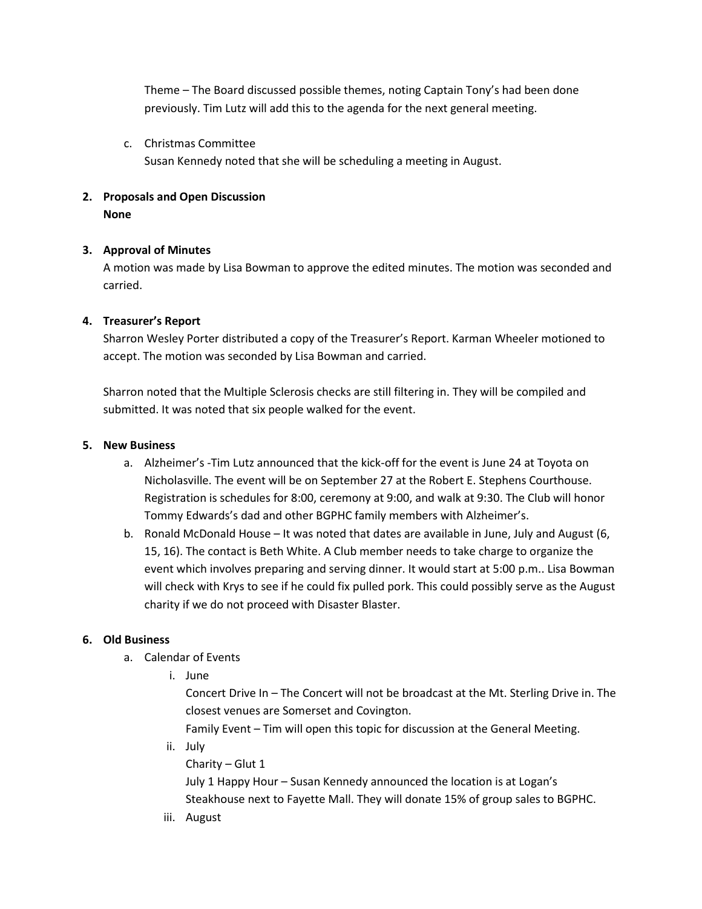Theme – The Board discussed possible themes, noting Captain Tony's had been done previously. Tim Lutz will add this to the agenda for the next general meeting.

c. Christmas Committee
   Susan Kennedy noted that she will be scheduling a meeting in August.

**2. Proposals and Open Discussion**
**None**

**3. Approval of Minutes**
A motion was made by Lisa Bowman to approve the edited minutes. The motion was seconded and carried.

**4. Treasurer's Report**
Sharron Wesley Porter distributed a copy of the Treasurer's Report. Karman Wheeler motioned to accept. The motion was seconded by Lisa Bowman and carried.

Sharron noted that the Multiple Sclerosis checks are still filtering in. They will be compiled and submitted. It was noted that six people walked for the event.

**5. New Business**

a. Alzheimer's -Tim Lutz announced that the kick-off for the event is June 24 at Toyota on Nicholasville. The event will be on September 27 at the Robert E. Stephens Courthouse. Registration is schedules for 8:00, ceremony at 9:00, and walk at 9:30. The Club will honor Tommy Edwards's dad and other BGPHC family members with Alzheimer's.

b. Ronald McDonald House – It was noted that dates are available in June, July and August (6, 15, 16). The contact is Beth White. A Club member needs to take charge to organize the event which involves preparing and serving dinner. It would start at 5:00 p.m.. Lisa Bowman will check with Krys to see if he could fix pulled pork. This could possibly serve as the August charity if we do not proceed with Disaster Blaster.

**6. Old Business**

a. Calendar of Events

   i. June
      Concert Drive In – The Concert will not be broadcast at the Mt. Sterling Drive in. The closest venues are Somerset and Covington.
      Family Event – Tim will open this topic for discussion at the General Meeting.

   ii. July
      Charity – Glut 1
      July 1 Happy Hour – Susan Kennedy announced the location is at Logan's Steakhouse next to Fayette Mall. They will donate 15% of group sales to BGPHC.

   iii. August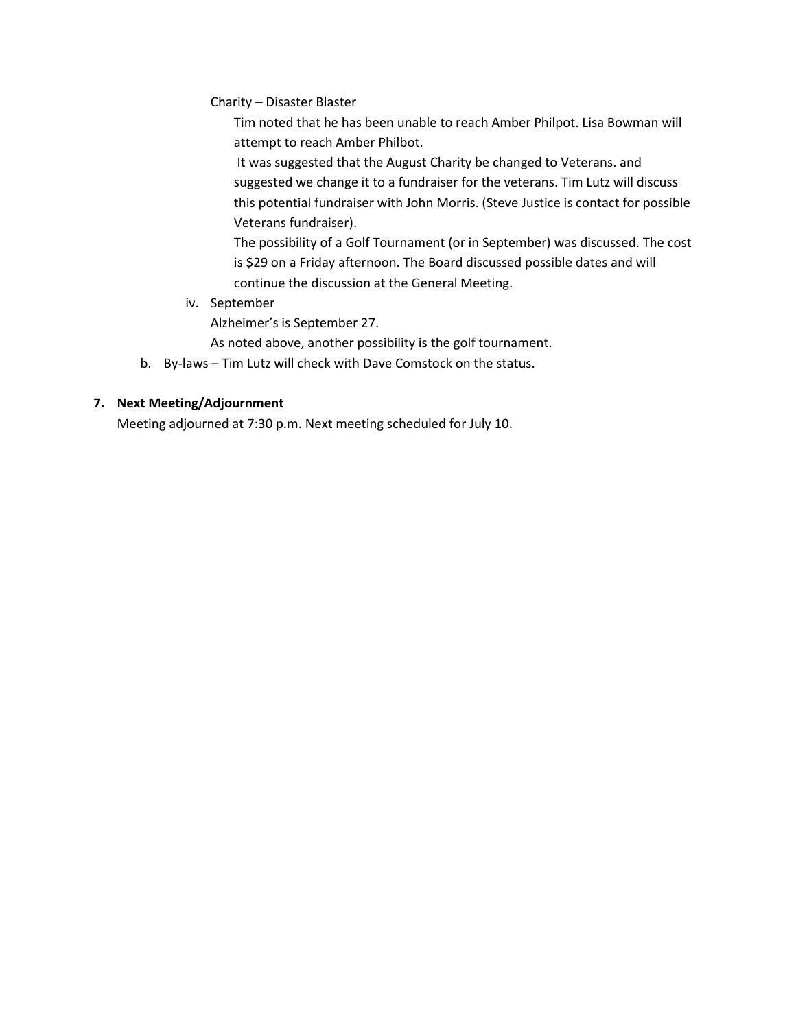Charity – Disaster Blaster

Tim noted that he has been unable to reach Amber Philpot. Lisa Bowman will attempt to reach Amber Philbot.

It was suggested that the August Charity be changed to Veterans. and suggested we change it to a fundraiser for the veterans. Tim Lutz will discuss this potential fundraiser with John Morris. (Steve Justice is contact for possible Veterans fundraiser).

The possibility of a Golf Tournament (or in September) was discussed. The cost is $29 on a Friday afternoon. The Board discussed possible dates and will continue the discussion at the General Meeting.

iv. September

Alzheimer's is September 27.

As noted above, another possibility is the golf tournament.

b. By-laws – Tim Lutz will check with Dave Comstock on the status.

**7. Next Meeting/Adjournment**

Meeting adjourned at 7:30 p.m. Next meeting scheduled for July 10.